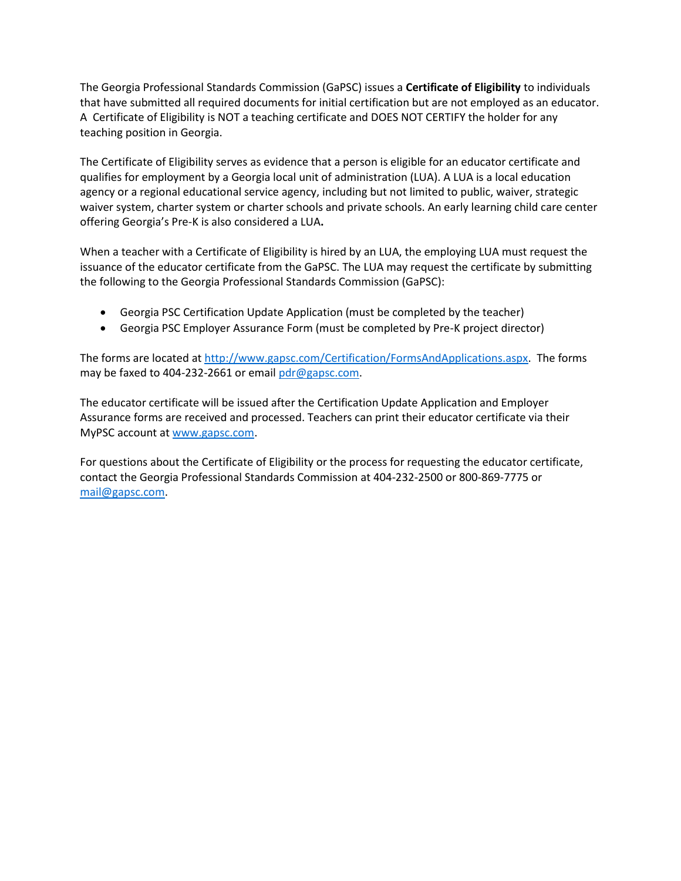The Georgia Professional Standards Commission (GaPSC) issues a **Certificate of Eligibility** to individuals that have submitted all required documents for initial certification but are not employed as an educator. A Certificate of Eligibility is NOT a teaching certificate and DOES NOT CERTIFY the holder for any teaching position in Georgia.

The Certificate of Eligibility serves as evidence that a person is eligible for an educator certificate and qualifies for employment by a Georgia local unit of administration (LUA). A LUA is a local education agency or a regional educational service agency, including but not limited to public, waiver, strategic waiver system, charter system or charter schools and private schools. An early learning child care center offering Georgia's Pre-K is also considered a LUA**.**

When a teacher with a Certificate of Eligibility is hired by an LUA, the employing LUA must request the issuance of the educator certificate from the GaPSC. The LUA may request the certificate by submitting the following to the Georgia Professional Standards Commission (GaPSC):

- Georgia PSC Certification Update Application (must be completed by the teacher)
- Georgia PSC Employer Assurance Form (must be completed by Pre-K project director)

The forms are located at [http://www.gapsc.com/Certification/FormsAndApplications.aspx](http://www.gapsc.com/Certification/FormsAndApplications.aspx). The forms may be faxed to 404-232-2661 or email [pdr@gapsc.com](mailto:pdr@gapsc.com).

The educator certificate will be issued after the Certification Update Application and Employer Assurance forms are received and processed. Teachers can print their educator certificate via their MyPSC account at [www.gapsc.com](http://www.gapsc.com).

For questions about the Certificate of Eligibility or the process for requesting the educator certificate, contact the Georgia Professional Standards Commission at 404-232-2500 or 800-869-7775 or [mail@gapsc.com](mailto:mail@gapsc.com).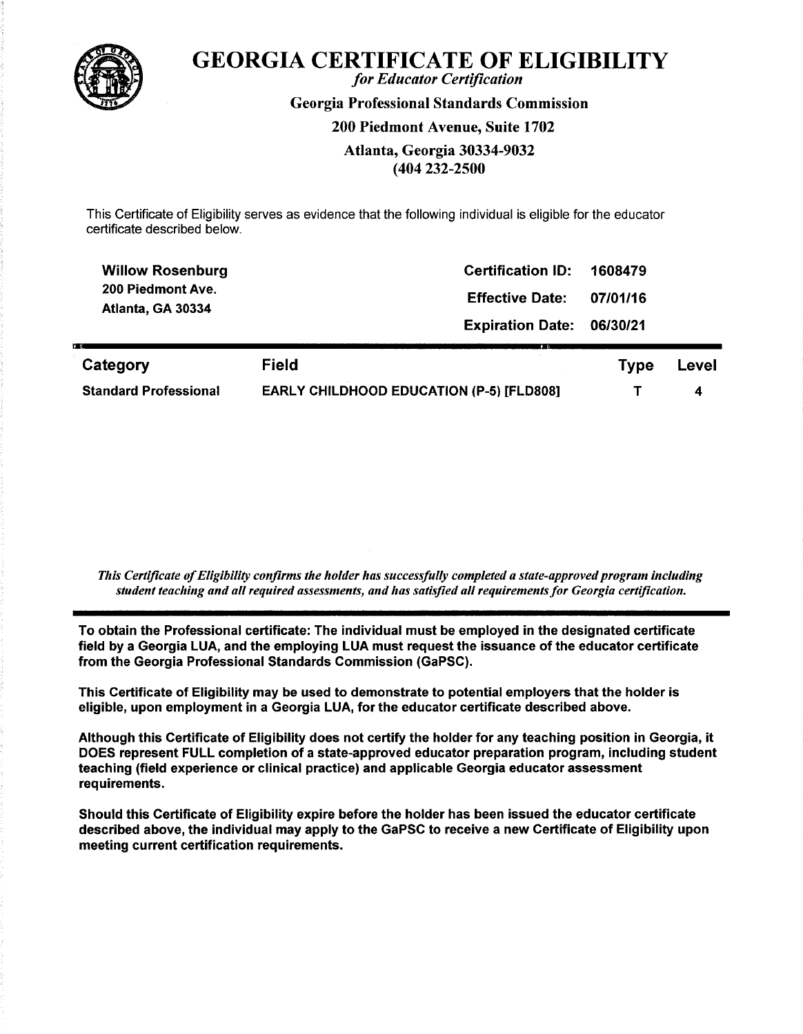# GEORGIA CERTIFICATE OF ELIGIBILITY

*for Educator Certification*

**Georgia Professional Standards Commission**

**200 Piedmont Avenue, Suite 1702**

**Atlanta, Georgia 30334-9032**

**(404 232-2500**

This Certificate of Eligibility serves as evidence that the following individual is eligible for the educator certificate described below.

**Willow Rosenburg**
**200 Piedmont Ave.**
**Atlanta, GA 30334**

**Certification ID:** 1608479
**Effective Date:** 07/01/16
**Expiration Date:** 06/30/21

| Category | Field | Type | Level |
|---|---|---|---|
| Standard Professional | EARLY CHILDHOOD EDUCATION (P-5) [FLD808] | T | 4 |

*This Certificate of Eligibility confirms the holder has successfully completed a state-approved program including student teaching and all required assessments, and has satisfied all requirements for Georgia certification.*

**To obtain the Professional certificate: The individual must be employed in the designated certificate field by a Georgia LUA, and the employing LUA must request the issuance of the educator certificate from the Georgia Professional Standards Commission (GaPSC).**

**This Certificate of Eligibility may be used to demonstrate to potential employers that the holder is eligible, upon employment in a Georgia LUA, for the educator certificate described above.**

**Although this Certificate of Eligibility does not certify the holder for any teaching position in Georgia, it DOES represent FULL completion of a state-approved educator preparation program, including student teaching (field experience or clinical practice) and applicable Georgia educator assessment requirements.**

**Should this Certificate of Eligibility expire before the holder has been issued the educator certificate described above, the individual may apply to the GaPSC to receive a new Certificate of Eligibility upon meeting current certification requirements.**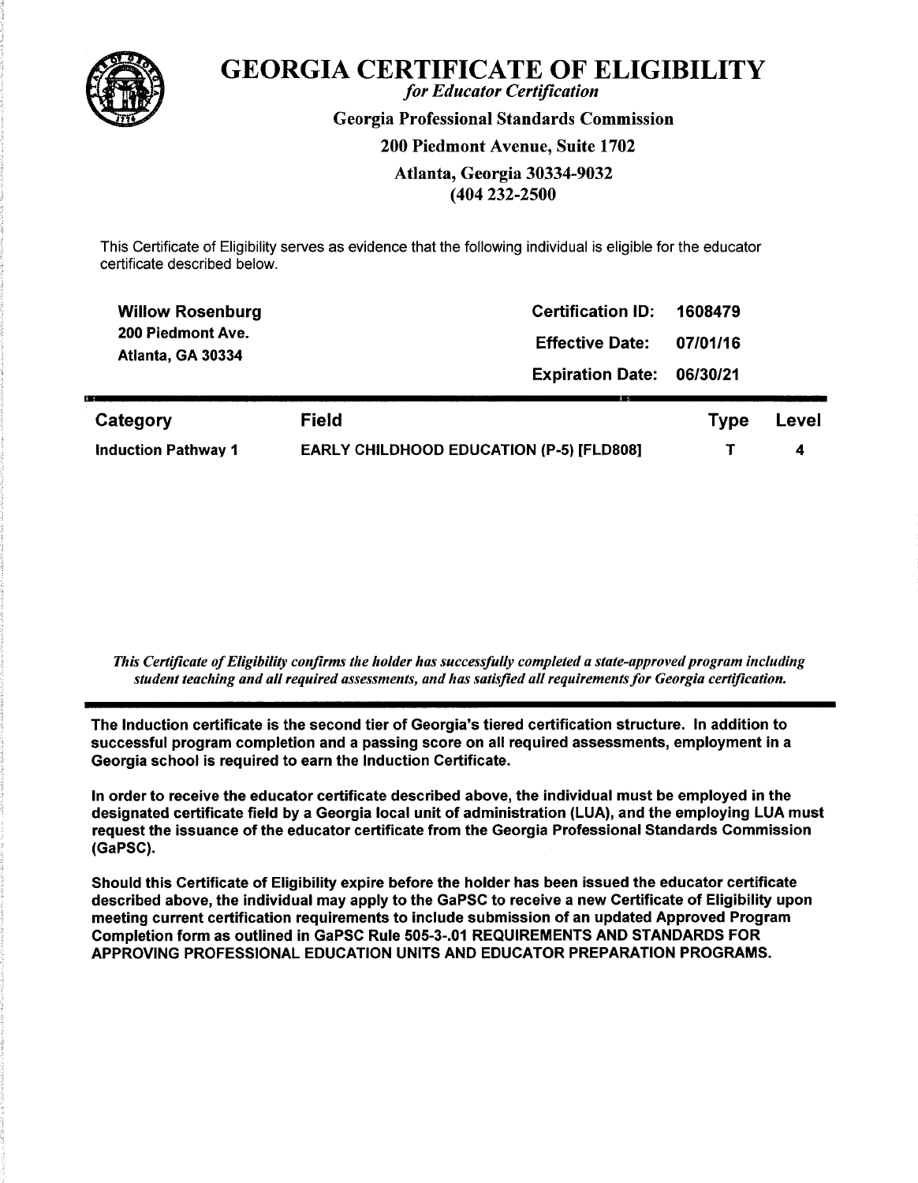# GEORGIA CERTIFICATE OF ELIGIBILITY

*for Educator Certification*

**Georgia Professional Standards Commission**

**200 Piedmont Avenue, Suite 1702**

**Atlanta, Georgia 30334-9032**

**(404 232-2500**

This Certificate of Eligibility serves as evidence that the following individual is eligible for the educator certificate described below.

**Willow Rosenburg**
**200 Piedmont Ave.**
**Atlanta, GA 30334**

**Certification ID:** 1608479
**Effective Date:** 07/01/16
**Expiration Date:** 06/30/21

| Category | Field | Type | Level |
|---|---|---|---|
| Induction Pathway 1 | EARLY CHILDHOOD EDUCATION (P-5) [FLD808] | T | 4 |

*This Certificate of Eligibility confirms the holder has successfully completed a state-approved program including student teaching and all required assessments, and has satisfied all requirements for Georgia certification.*

**The Induction certificate is the second tier of Georgia's tiered certification structure. In addition to successful program completion and a passing score on all required assessments, employment in a Georgia school is required to earn the Induction Certificate.**

**In order to receive the educator certificate described above, the individual must be employed in the designated certificate field by a Georgia local unit of administration (LUA), and the employing LUA must request the issuance of the educator certificate from the Georgia Professional Standards Commission (GaPSC).**

**Should this Certificate of Eligibility expire before the holder has been issued the educator certificate described above, the individual may apply to the GaPSC to receive a new Certificate of Eligibility upon meeting current certification requirements to include submission of an updated Approved Program Completion form as outlined in GaPSC Rule 505-3-.01 REQUIREMENTS AND STANDARDS FOR APPROVING PROFESSIONAL EDUCATION UNITS AND EDUCATOR PREPARATION PROGRAMS.**